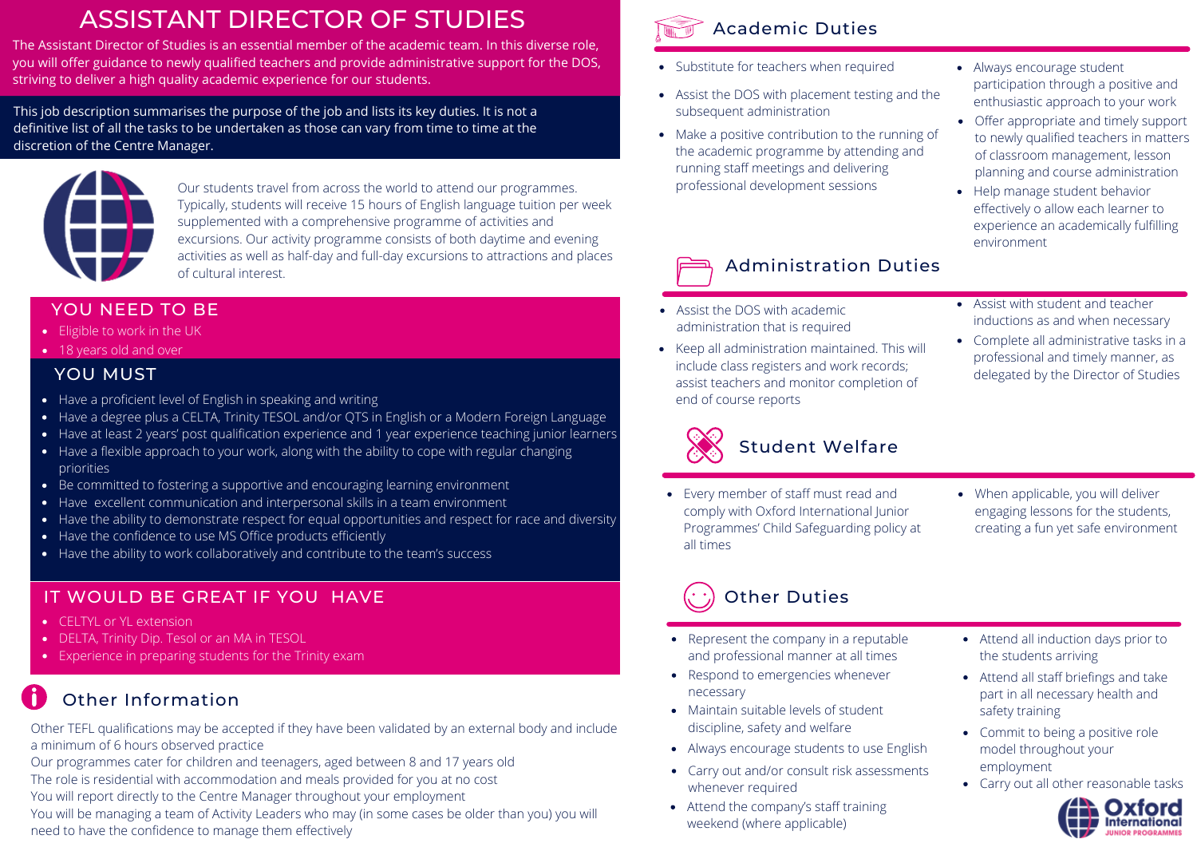# ASSISTANT DIRECTOR OF STUDIES

The Assistant Director of Studies is an essential member of the academic team. In this diverse role, you will offer guidance to newly qualified teachers and provide administrative support for the DOS, striving to deliver a high quality academic experience for our students.

This job description summarises the purpose of the job and lists its key duties. It is not a definitive list of all the tasks to be undertaken as those can vary from time to time at the discretion of the Centre Manager.

Our students travel from across the world to attend our programmes. Typically, students will receive 15 hours of English language tuition per week supplemented with a comprehensive programme of activities and excursions. Our activity programme consists of both daytime and evening activities as well as half-day and full-day excursions to attractions and places of cultural interest.

## YOU NEED TO BE

- Eligible to work in the UK
- 18 years old and over

## YOU MUST

- Have a proficient level of English in speaking and writing
- Have a degree plus a CELTA, Trinity TESOL and/or QTS in English or a Modern Foreign Language
- Have at least 2 years' post qualification experience and 1 year experience teaching junior learners
- Have a flexible approach to your work, along with the ability to cope with regular changing priorities
- Be committed to fostering a supportive and encouraging learning environment
- Have excellent communication and interpersonal skills in a team environment
- Have the ability to demonstrate respect for equal opportunities and respect for race and diversity
- Have the confidence to use MS Office products efficiently
- Have the ability to work collaboratively and contribute to the team's success

## IT WOULD BE GREAT IF YOU HAVE

- CELTYL or YL extension
- DELTA, Trinity Dip. Tesol or an MA in TESOL
- Experience in preparing students for the Trinity exam

## Other Information

Other TEFL qualifications may be accepted if they have been validated by an external body and include a minimum of 6 hours observed practice
Our programmes cater for children and teenagers, aged between 8 and 17 years old
The role is residential with accommodation and meals provided for you at no cost
You will report directly to the Centre Manager throughout your employment
You will be managing a team of Activity Leaders who may (in some cases be older than you) you will need to have the confidence to manage them effectively

## Academic Duties

- Substitute for teachers when required
- Assist the DOS with placement testing and the subsequent administration
- Make a positive contribution to the running of the academic programme by attending and running staff meetings and delivering professional development sessions
- Always encourage student participation through a positive and enthusiastic approach to your work
- Offer appropriate and timely support to newly qualified teachers in matters of classroom management, lesson planning and course administration
- Help manage student behavior effectively o allow each learner to experience an academically fulfilling environment

## Administration Duties

- Assist the DOS with academic administration that is required
- Keep all administration maintained. This will include class registers and work records; assist teachers and monitor completion of end of course reports
- Assist with student and teacher inductions as and when necessary
- Complete all administrative tasks in a professional and timely manner, as delegated by the Director of Studies

## Student Welfare

- Every member of staff must read and comply with Oxford International Junior Programmes' Child Safeguarding policy at all times
- When applicable, you will deliver engaging lessons for the students, creating a fun yet safe environment

## Other Duties

- Represent the company in a reputable and professional manner at all times
- Respond to emergencies whenever necessary
- Maintain suitable levels of student discipline, safety and welfare
- Always encourage students to use English
- Carry out and/or consult risk assessments whenever required
- Attend the company's staff training weekend (where applicable)
- Attend all induction days prior to the students arriving
- Attend all staff briefings and take part in all necessary health and safety training
- Commit to being a positive role model throughout your employment
- Carry out all other reasonable tasks

Oxford International JUNIOR PROGRAMMES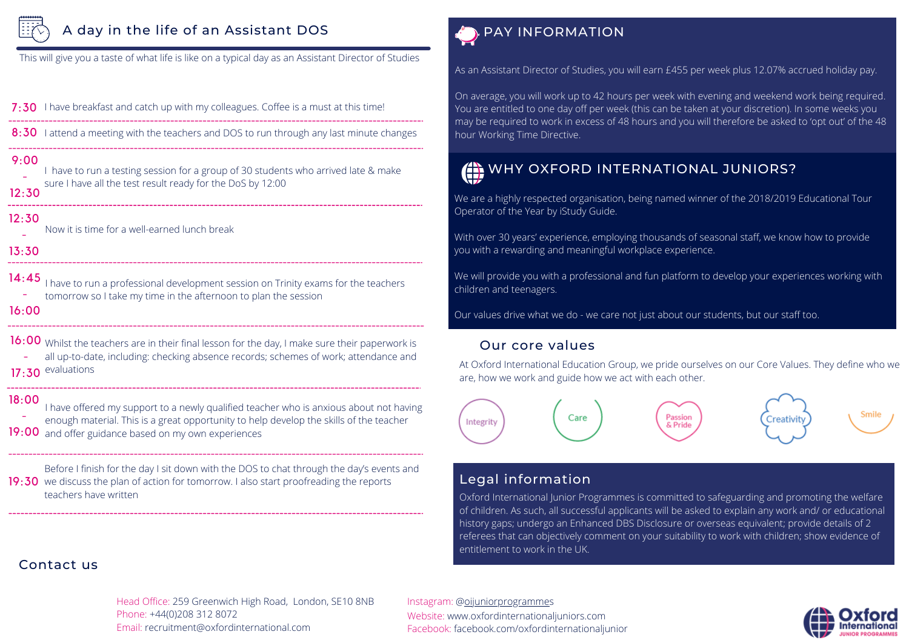## A day in the life of an Assistant DOS

This will give you a taste of what life is like on a typical day as an Assistant Director of Studies

**7:30** I have breakfast and catch up with my colleagues. Coffee is a must at this time!

**8:30** I attend a meeting with the teachers and DOS to run through any last minute changes

**9:00 - 12:30** I have to run a testing session for a group of 30 students who arrived late & make sure I have all the test result ready for the DoS by 12:00

**12:30 - 13:30** Now it is time for a well-earned lunch break

**14:45 - 16:00** I have to run a professional development session on Trinity exams for the teachers tomorrow so I take my time in the afternoon to plan the session

**16:00 - 17:30** Whilst the teachers are in their final lesson for the day, I make sure their paperwork is all up-to-date, including: checking absence records; schemes of work; attendance and evaluations

**18:00 - 19:00** I have offered my support to a newly qualified teacher who is anxious about not having enough material. This is a great opportunity to help develop the skills of the teacher and offer guidance based on my own experiences

**19:30** Before I finish for the day I sit down with the DOS to chat through the day's events and we discuss the plan of action for tomorrow. I also start proofreading the reports teachers have written

## PAY INFORMATION

As an Assistant Director of Studies, you will earn £455 per week plus 12.07% accrued holiday pay.

On average, you will work up to 42 hours per week with evening and weekend work being required. You are entitled to one day off per week (this can be taken at your discretion). In some weeks you may be required to work in excess of 48 hours and you will therefore be asked to 'opt out' of the 48 hour Working Time Directive.

## WHY OXFORD INTERNATIONAL JUNIORS?

We are a highly respected organisation, being named winner of the 2018/2019 Educational Tour Operator of the Year by iStudy Guide.

With over 30 years' experience, employing thousands of seasonal staff, we know how to provide you with a rewarding and meaningful workplace experience.

We will provide you with a professional and fun platform to develop your experiences working with children and teenagers.

Our values drive what we do - we care not just about our students, but our staff too.

## Our core values

At Oxford International Education Group, we pride ourselves on our Core Values. They define who we are, how we work and guide how we act with each other.

Integrity

Care

Passion & Pride

Creativity

Smile

## Legal information

Oxford International Junior Programmes is committed to safeguarding and promoting the welfare of children. As such, all successful applicants will be asked to explain any work and/ or educational history gaps; undergo an Enhanced DBS Disclosure or overseas equivalent; provide details of 2 referees that can objectively comment on your suitability to work with children; show evidence of entitlement to work in the UK.

## Contact us

Head Office: 259 Greenwich High Road, London, SE10 8NB
Phone: +44(0)208 312 8072
Email: recruitment@oxfordinternational.com

Instagram: @oijuniorprogrammes
Website: www.oxfordinternationaljuniors.com
Facebook: facebook.com/oxfordinternationaljunior

Oxford International JUNIOR PROGRAMMES